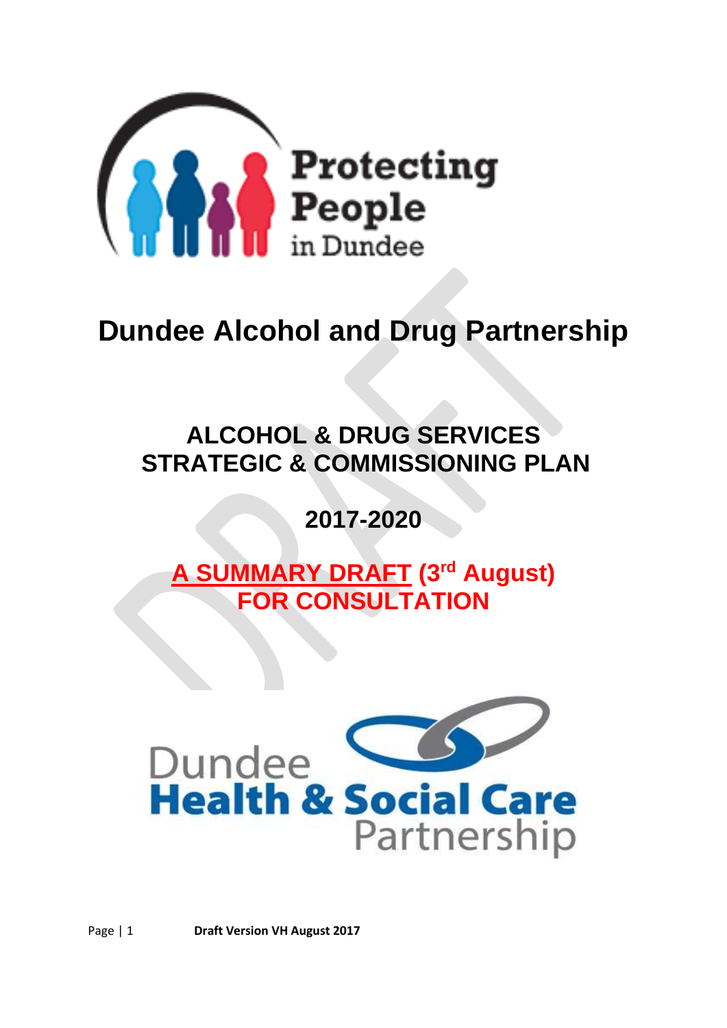Protecting People in Dundee

# Dundee Alcohol and Drug Partnership

## ALCOHOL & DRUG SERVICES STRATEGIC & COMMISSIONING PLAN

## 2017-2020

**A SUMMARY DRAFT (3rd August) FOR CONSULTATION**

Dundee Health & Social Care Partnership

**Draft Version VH August 2017**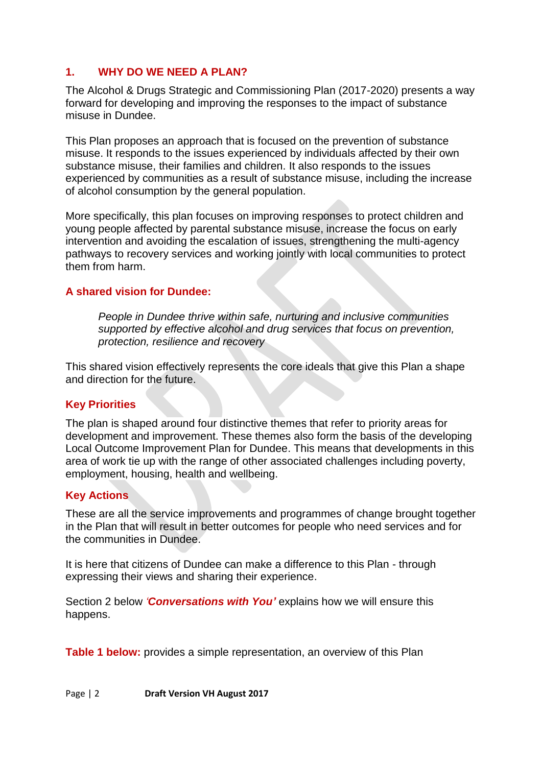## 1. WHY DO WE NEED A PLAN?

The Alcohol & Drugs Strategic and Commissioning Plan (2017-2020) presents a way forward for developing and improving the responses to the impact of substance misuse in Dundee.

This Plan proposes an approach that is focused on the prevention of substance misuse. It responds to the issues experienced by individuals affected by their own substance misuse, their families and children. It also responds to the issues experienced by communities as a result of substance misuse, including the increase of alcohol consumption by the general population.

More specifically, this plan focuses on improving responses to protect children and young people affected by parental substance misuse, increase the focus on early intervention and avoiding the escalation of issues, strengthening the multi-agency pathways to recovery services and working jointly with local communities to protect them from harm.

### A shared vision for Dundee:

> *People in Dundee thrive within safe, nurturing and inclusive communities supported by effective alcohol and drug services that focus on prevention, protection, resilience and recovery*

This shared vision effectively represents the core ideals that give this Plan a shape and direction for the future.

### Key Priorities

The plan is shaped around four distinctive themes that refer to priority areas for development and improvement. These themes also form the basis of the developing Local Outcome Improvement Plan for Dundee. This means that developments in this area of work tie up with the range of other associated challenges including poverty, employment, housing, health and wellbeing.

### Key Actions

These are all the service improvements and programmes of change brought together in the Plan that will result in better outcomes for people who need services and for the communities in Dundee.

It is here that citizens of Dundee can make a difference to this Plan - through expressing their views and sharing their experience.

Section 2 below ***'Conversations with You'*** explains how we will ensure this happens.

**Table 1 below:** provides a simple representation, an overview of this Plan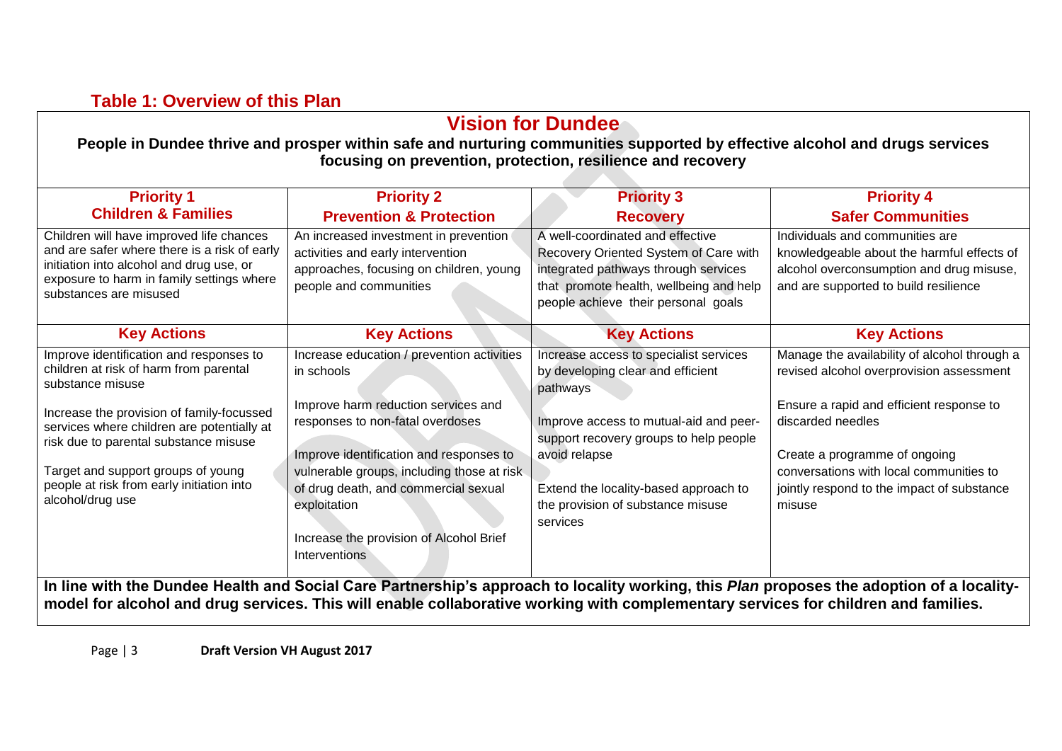## Table 1: Overview of this Plan

| **Vision for Dundee** | | | |
|---|---|---|---|
| **People in Dundee thrive and prosper within safe and nurturing communities supported by effective alcohol and drugs services focusing on prevention, protection, resilience and recovery** | | | |
| **Priority 1 Children & Families** | **Priority 2 Prevention & Protection** | **Priority 3 Recovery** | **Priority 4 Safer Communities** |
| Children will have improved life chances and are safer where there is a risk of early initiation into alcohol and drug use, or exposure to harm in family settings where substances are misused | An increased investment in prevention activities and early intervention approaches, focusing on children, young people and communities | A well-coordinated and effective Recovery Oriented System of Care with integrated pathways through services that promote health, wellbeing and help people achieve their personal goals | Individuals and communities are knowledgeable about the harmful effects of alcohol overconsumption and drug misuse, and are supported to build resilience |
| **Key Actions** | **Key Actions** | **Key Actions** | **Key Actions** |
| Improve identification and responses to children at risk of harm from parental substance misuse<br><br>Increase the provision of family-focussed services where children are potentially at risk due to parental substance misuse<br><br>Target and support groups of young people at risk from early initiation into alcohol/drug use | Increase education / prevention activities in schools<br><br>Improve harm reduction services and responses to non-fatal overdoses<br><br>Improve identification and responses to vulnerable groups, including those at risk of drug death, and commercial sexual exploitation<br><br>Increase the provision of Alcohol Brief Interventions | Increase access to specialist services by developing clear and efficient pathways<br><br>Improve access to mutual-aid and peer-support recovery groups to help people avoid relapse<br><br>Extend the locality-based approach to the provision of substance misuse services | Manage the availability of alcohol through a revised alcohol overprovision assessment<br><br>Ensure a rapid and efficient response to discarded needles<br><br>Create a programme of ongoing conversations with local communities to jointly respond to the impact of substance misuse |
| **In line with the Dundee Health and Social Care Partnership's approach to locality working, this *Plan* proposes the adoption of a locality-model for alcohol and drug services. This will enable collaborative working with complementary services for children and families.** | | | |

Draft Version VH August 2017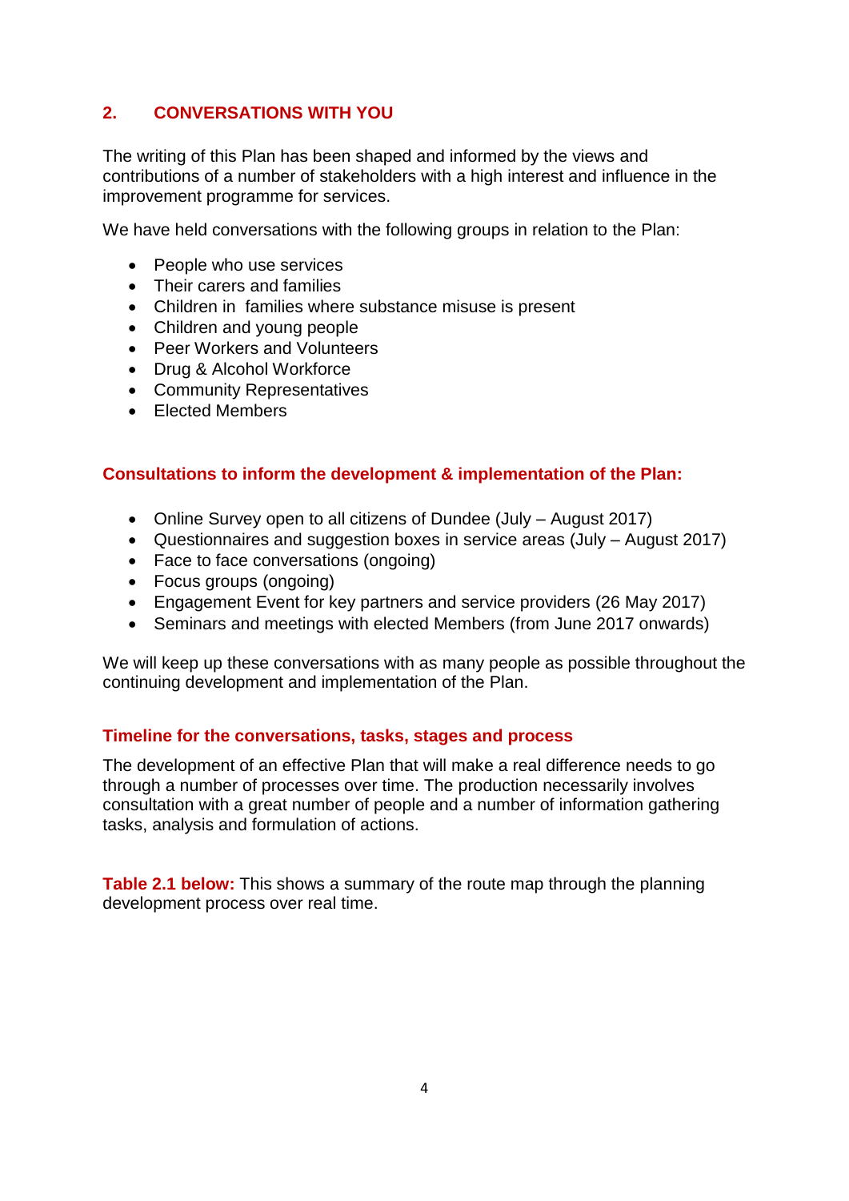## 2. CONVERSATIONS WITH YOU

The writing of this Plan has been shaped and informed by the views and contributions of a number of stakeholders with a high interest and influence in the improvement programme for services.

We have held conversations with the following groups in relation to the Plan:

- People who use services
- Their carers and families
- Children in  families where substance misuse is present
- Children and young people
- Peer Workers and Volunteers
- Drug & Alcohol Workforce
- Community Representatives
- Elected Members

### Consultations to inform the development & implementation of the Plan:

- Online Survey open to all citizens of Dundee (July – August 2017)
- Questionnaires and suggestion boxes in service areas (July – August 2017)
- Face to face conversations (ongoing)
- Focus groups (ongoing)
- Engagement Event for key partners and service providers (26 May 2017)
- Seminars and meetings with elected Members (from June 2017 onwards)

We will keep up these conversations with as many people as possible throughout the continuing development and implementation of the Plan.

### Timeline for the conversations, tasks, stages and process

The development of an effective Plan that will make a real difference needs to go through a number of processes over time. The production necessarily involves consultation with a great number of people and a number of information gathering tasks, analysis and formulation of actions.

**Table 2.1 below:** This shows a summary of the route map through the planning development process over real time.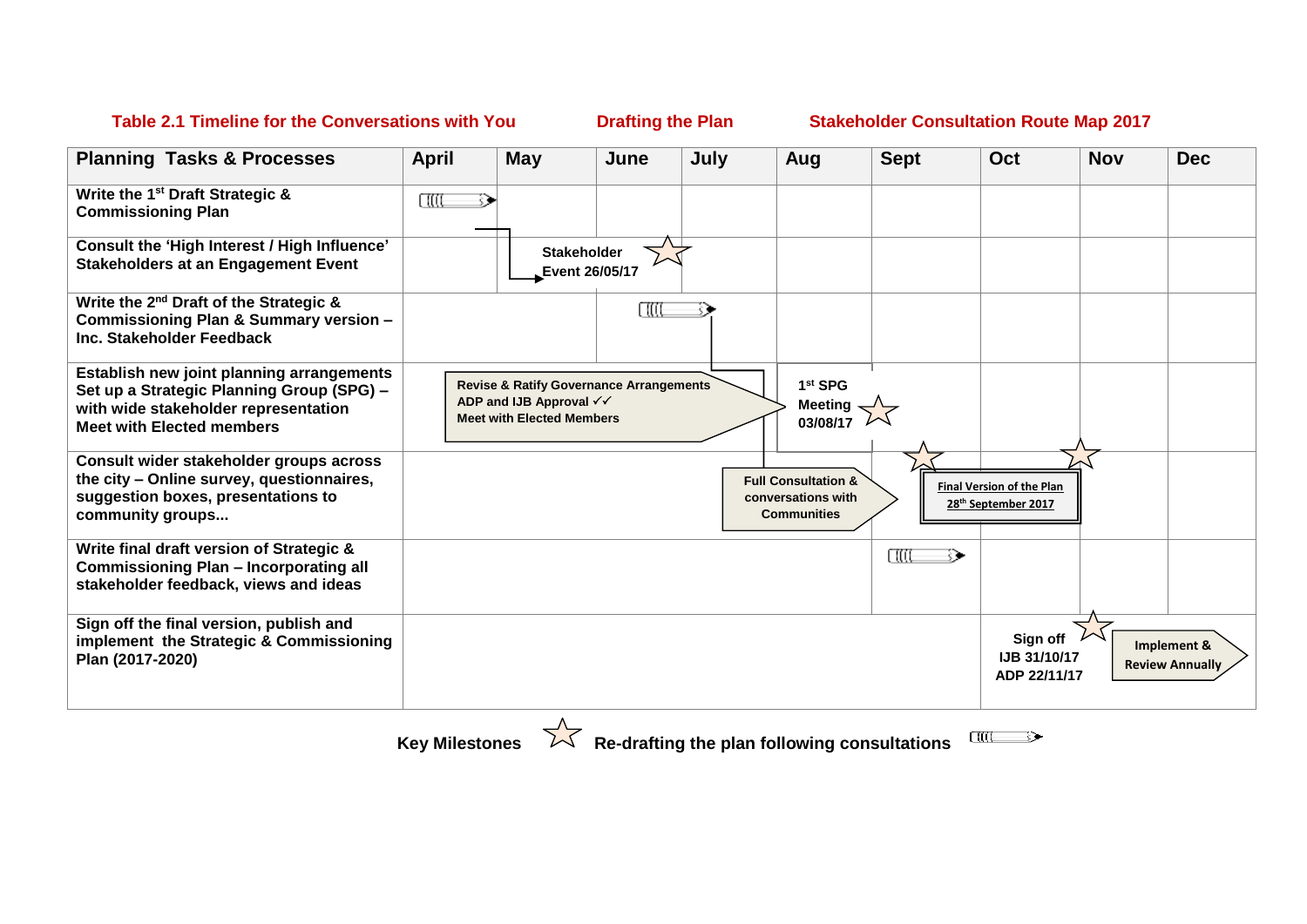**Table 2.1 Timeline for the Conversations with You** **Drafting the Plan** **Stakeholder Consultation Route Map 2017**

| Planning Tasks & Processes | April | May | June | July | Aug | Sept | Oct | Nov | Dec |
|---|---|---|---|---|---|---|---|---|---|
| **Write the 1st Draft Strategic & Commissioning Plan** | ✏ | | | | | | | | |
| **Consult the 'High Interest / High Influence' Stakeholders at an Engagement Event** | | **Stakeholder Event 26/05/17** ☆ | | | | | | | |
| **Write the 2nd Draft of the Strategic & Commissioning Plan & Summary version – Inc. Stakeholder Feedback** | | | ✏ | | | | | | |
| **Establish new joint planning arrangements Set up a Strategic Planning Group (SPG) – with wide stakeholder representation Meet with Elected members** | | **Revise & Ratify Governance Arrangements ADP and IJB Approval ✓✓ Meet with Elected Members** | | | **1st SPG Meeting 03/08/17** ☆ | | | | |
| **Consult wider stakeholder groups across the city – Online survey, questionnaires, suggestion boxes, presentations to community groups...** | | | | | **Full Consultation & conversations with Communities** | ☆ | **Final Version of the Plan 28th September 2017** | ☆ | |
| **Write final draft version of Strategic & Commissioning Plan – Incorporating all stakeholder feedback, views and ideas** | | | | | | ✏ | | | |
| **Sign off the final version, publish and implement the Strategic & Commissioning Plan (2017-2020)** | | | | | | | **Sign off IJB 31/10/17 ADP 22/11/17** | ☆ **Implement & Review Annually** | |

**Key Milestones** ☆ **Re-drafting the plan following consultations** ✏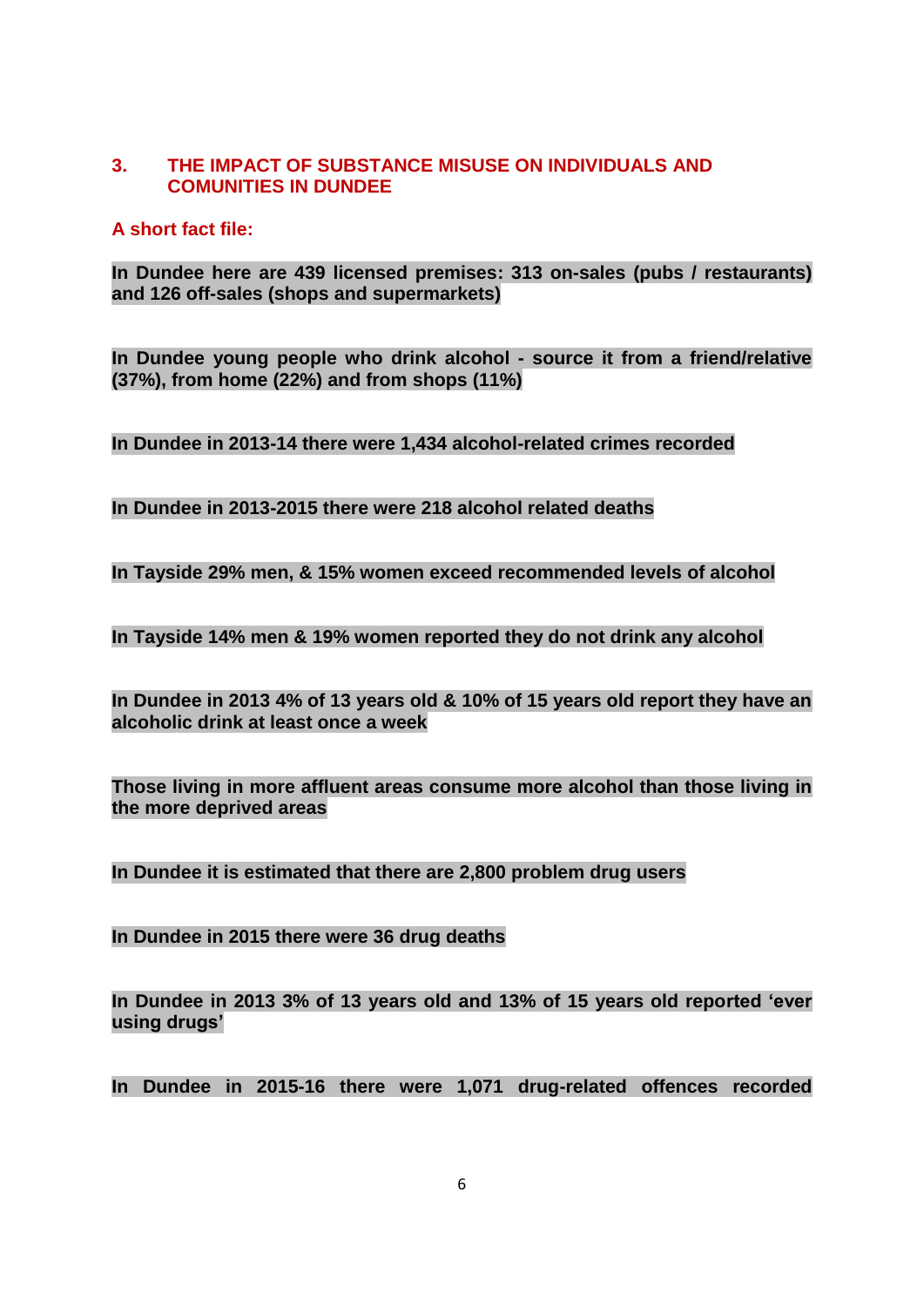## 3. THE IMPACT OF SUBSTANCE MISUSE ON INDIVIDUALS AND COMUNITIES IN DUNDEE

### A short fact file:

**In Dundee here are 439 licensed premises: 313 on-sales (pubs / restaurants) and 126 off-sales (shops and supermarkets)**

**In Dundee young people who drink alcohol - source it from a friend/relative (37%), from home (22%) and from shops (11%)**

**In Dundee in 2013-14 there were 1,434 alcohol-related crimes recorded**

**In Dundee in 2013-2015 there were 218 alcohol related deaths**

**In Tayside 29% men, & 15% women exceed recommended levels of alcohol**

**In Tayside 14% men & 19% women reported they do not drink any alcohol**

**In Dundee in 2013 4% of 13 years old & 10% of 15 years old report they have an alcoholic drink at least once a week**

**Those living in more affluent areas consume more alcohol than those living in the more deprived areas**

**In Dundee it is estimated that there are 2,800 problem drug users**

**In Dundee in 2015 there were 36 drug deaths**

**In Dundee in 2013 3% of 13 years old and 13% of 15 years old reported 'ever using drugs'**

**In Dundee in 2015-16 there were 1,071 drug-related offences recorded**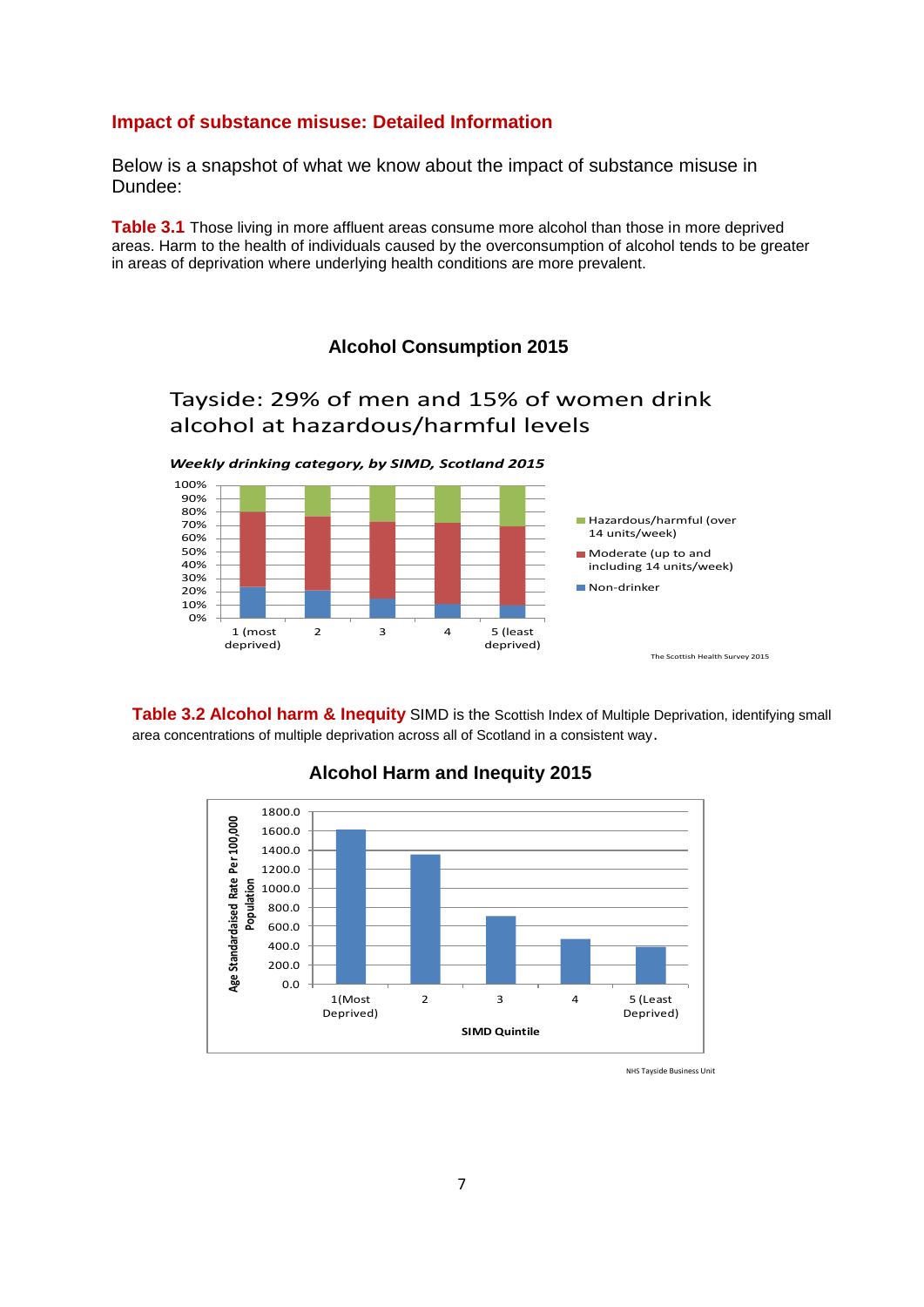## Impact of substance misuse: Detailed Information

Below is a snapshot of what we know about the impact of substance misuse in Dundee:

**Table 3.1** Those living in more affluent areas consume more alcohol than those in more deprived areas. Harm to the health of individuals caused by the overconsumption of alcohol tends to be greater in areas of deprivation where underlying health conditions are more prevalent.

### Alcohol Consumption 2015

Tayside: 29% of men and 15% of women drink alcohol at hazardous/harmful levels

***Weekly drinking category, by SIMD, Scotland 2015***

Legend: Hazardous/harmful (over 14 units/week); Moderate (up to and including 14 units/week); Non-drinker

SIMD quintiles: 1 (most deprived), 2, 3, 4, 5 (least deprived)

The Scottish Health Survey 2015

**Table 3.2 Alcohol harm & Inequity** SIMD is the Scottish Index of Multiple Deprivation, identifying small area concentrations of multiple deprivation across all of Scotland in a consistent way.

### Alcohol Harm and Inequity 2015

Y-axis: Age Standardaised Rate Per 100,000 Population

X-axis: SIMD Quintile — 1(Most Deprived), 2, 3, 4, 5 (Least Deprived)

NHS Tayside Business Unit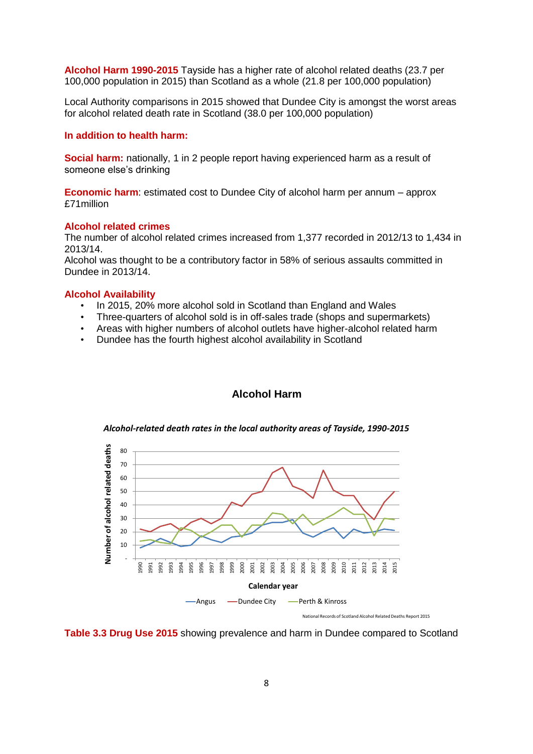**Alcohol Harm 1990-2015** Tayside has a higher rate of alcohol related deaths (23.7 per 100,000 population in 2015) than Scotland as a whole (21.8 per 100,000 population)

Local Authority comparisons in 2015 showed that Dundee City is amongst the worst areas for alcohol related death rate in Scotland (38.0 per 100,000 population)

**In addition to health harm:**

**Social harm:** nationally, 1 in 2 people report having experienced harm as a result of someone else's drinking

**Economic harm**: estimated cost to Dundee City of alcohol harm per annum – approx £71million

**Alcohol related crimes**

The number of alcohol related crimes increased from 1,377 recorded in 2012/13 to 1,434 in 2013/14.
Alcohol was thought to be a contributory factor in 58% of serious assaults committed in Dundee in 2013/14.

**Alcohol Availability**

- In 2015, 20% more alcohol sold in Scotland than England and Wales
- Three-quarters of alcohol sold is in off-sales trade (shops and supermarkets)
- Areas with higher numbers of alcohol outlets have higher-alcohol related harm
- Dundee has the fourth highest alcohol availability in Scotland

**Alcohol Harm**

***Alcohol-related death rates in the local authority areas of Tayside, 1990-2015***

National Records of Scotland Alcohol Related Deaths Report 2015

**Table 3.3 Drug Use 2015** showing prevalence and harm in Dundee compared to Scotland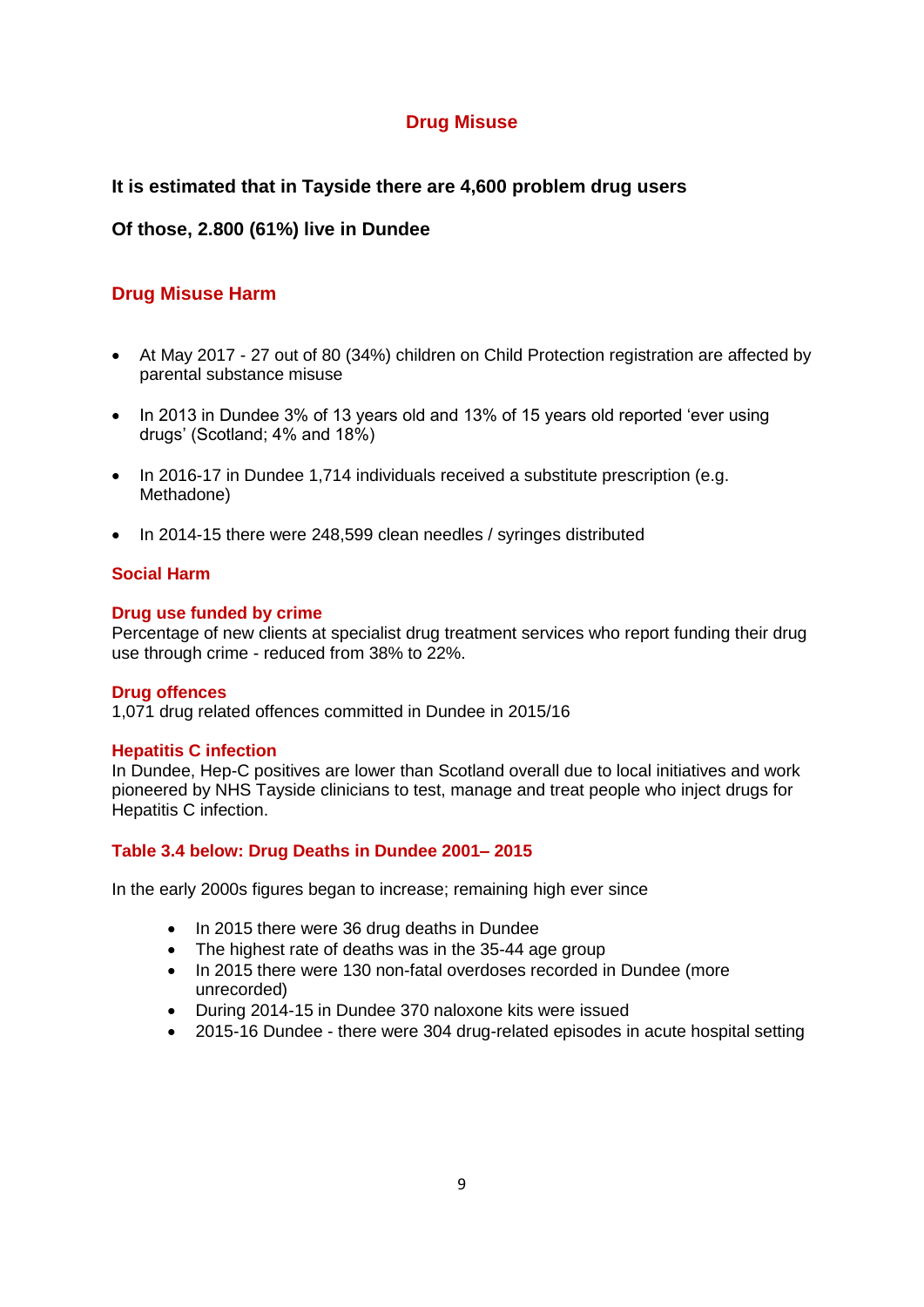# Drug Misuse

**It is estimated that in Tayside there are 4,600 problem drug users**

**Of those, 2.800 (61%) live in Dundee**

## Drug Misuse Harm

- At May 2017 - 27 out of 80 (34%) children on Child Protection registration are affected by parental substance misuse
- In 2013 in Dundee 3% of 13 years old and 13% of 15 years old reported 'ever using drugs' (Scotland; 4% and 18%)
- In 2016-17 in Dundee 1,714 individuals received a substitute prescription (e.g. Methadone)
- In 2014-15 there were 248,599 clean needles / syringes distributed

## Social Harm

### Drug use funded by crime

Percentage of new clients at specialist drug treatment services who report funding their drug use through crime - reduced from 38% to 22%.

### Drug offences

1,071 drug related offences committed in Dundee in 2015/16

### Hepatitis C infection

In Dundee, Hep-C positives are lower than Scotland overall due to local initiatives and work pioneered by NHS Tayside clinicians to test, manage and treat people who inject drugs for Hepatitis C infection.

### Table 3.4 below: Drug Deaths in Dundee 2001– 2015

In the early 2000s figures began to increase; remaining high ever since

- In 2015 there were 36 drug deaths in Dundee
- The highest rate of deaths was in the 35-44 age group
- In 2015 there were 130 non-fatal overdoses recorded in Dundee (more unrecorded)
- During 2014-15 in Dundee 370 naloxone kits were issued
- 2015-16 Dundee - there were 304 drug-related episodes in acute hospital setting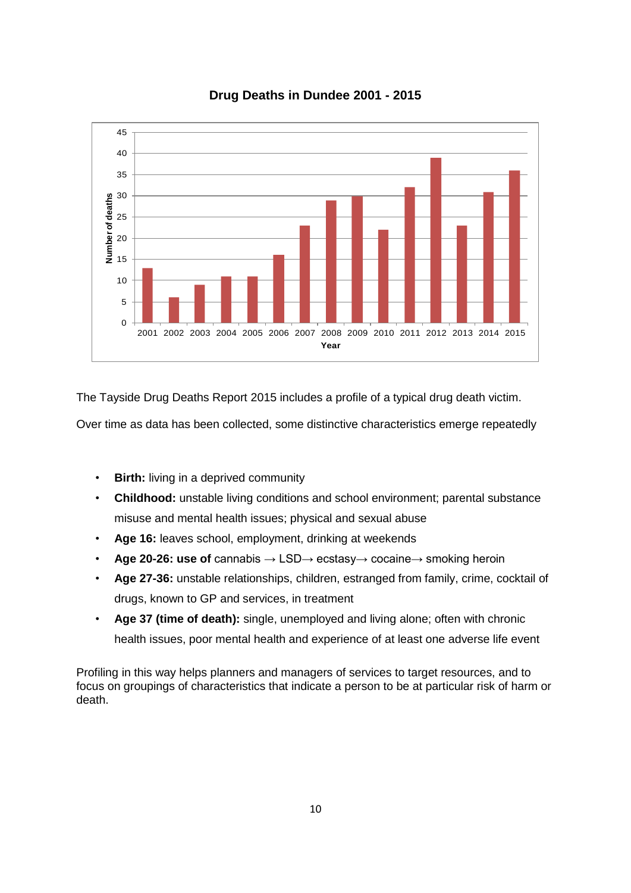**Drug Deaths in Dundee 2001 - 2015**

The Tayside Drug Deaths Report 2015 includes a profile of a typical drug death victim.

Over time as data has been collected, some distinctive characteristics emerge repeatedly

- **Birth:** living in a deprived community
- **Childhood:** unstable living conditions and school environment; parental substance misuse and mental health issues; physical and sexual abuse
- **Age 16:** leaves school, employment, drinking at weekends
- **Age 20-26: use of** cannabis → LSD→ ecstasy→ cocaine→ smoking heroin
- **Age 27-36:** unstable relationships, children, estranged from family, crime, cocktail of drugs, known to GP and services, in treatment
- **Age 37 (time of death):** single, unemployed and living alone; often with chronic health issues, poor mental health and experience of at least one adverse life event

Profiling in this way helps planners and managers of services to target resources, and to focus on groupings of characteristics that indicate a person to be at particular risk of harm or death.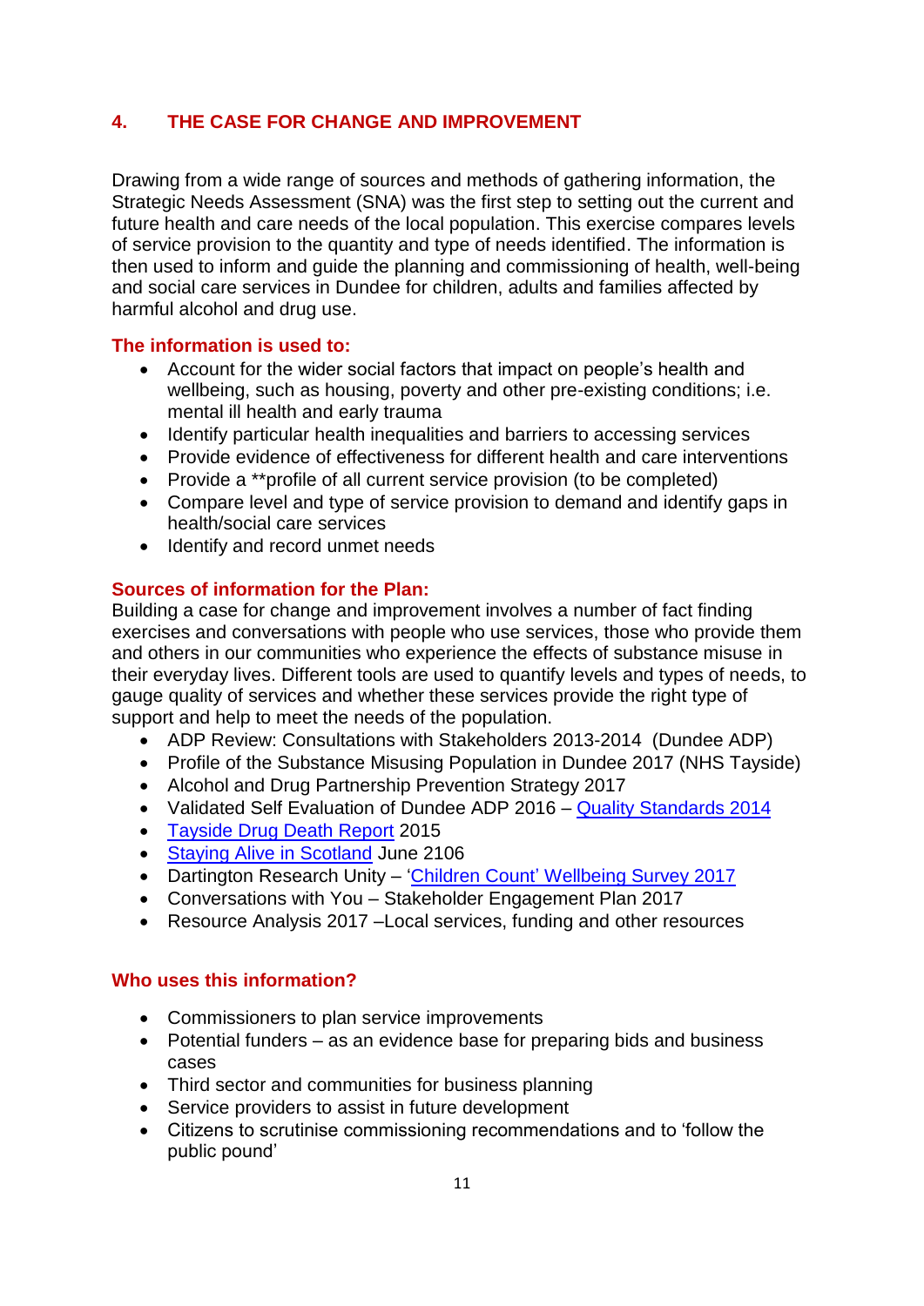## 4. THE CASE FOR CHANGE AND IMPROVEMENT

Drawing from a wide range of sources and methods of gathering information, the Strategic Needs Assessment (SNA) was the first step to setting out the current and future health and care needs of the local population. This exercise compares levels of service provision to the quantity and type of needs identified. The information is then used to inform and guide the planning and commissioning of health, well-being and social care services in Dundee for children, adults and families affected by harmful alcohol and drug use.

### The information is used to:

- Account for the wider social factors that impact on people's health and wellbeing, such as housing, poverty and other pre-existing conditions; i.e. mental ill health and early trauma
- Identify particular health inequalities and barriers to accessing services
- Provide evidence of effectiveness for different health and care interventions
- Provide a **profile of all current service provision (to be completed)
- Compare level and type of service provision to demand and identify gaps in health/social care services
- Identify and record unmet needs

### Sources of information for the Plan:

Building a case for change and improvement involves a number of fact finding exercises and conversations with people who use services, those who provide them and others in our communities who experience the effects of substance misuse in their everyday lives. Different tools are used to quantify levels and types of needs, to gauge quality of services and whether these services provide the right type of support and help to meet the needs of the population.

- ADP Review: Consultations with Stakeholders 2013-2014 (Dundee ADP)
- Profile of the Substance Misusing Population in Dundee 2017 (NHS Tayside)
- Alcohol and Drug Partnership Prevention Strategy 2017
- Validated Self Evaluation of Dundee ADP 2016 – Quality Standards 2014
- Tayside Drug Death Report 2015
- Staying Alive in Scotland June 2106
- Dartington Research Unity – 'Children Count' Wellbeing Survey 2017
- Conversations with You – Stakeholder Engagement Plan 2017
- Resource Analysis 2017 –Local services, funding and other resources

### Who uses this information?

- Commissioners to plan service improvements
- Potential funders – as an evidence base for preparing bids and business cases
- Third sector and communities for business planning
- Service providers to assist in future development
- Citizens to scrutinise commissioning recommendations and to 'follow the public pound'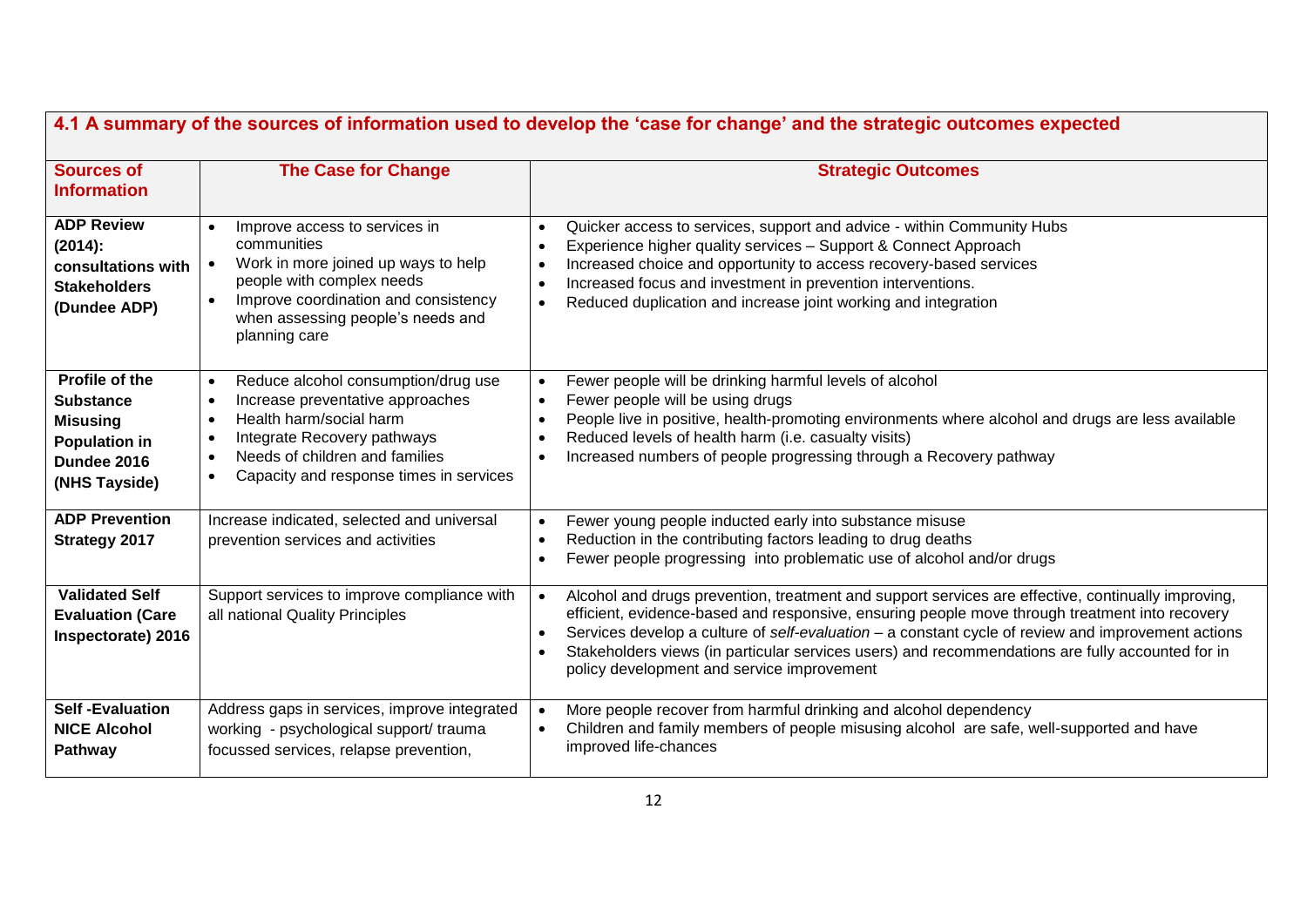## 4.1 A summary of the sources of information used to develop the 'case for change' and the strategic outcomes expected

| Sources of Information | The Case for Change | Strategic Outcomes |
|---|---|---|
| **ADP Review (2014): consultations with Stakeholders (Dundee ADP)** | • Improve access to services in communities<br>• Work in more joined up ways to help people with complex needs<br>• Improve coordination and consistency when assessing people's needs and planning care | • Quicker access to services, support and advice - within Community Hubs<br>• Experience higher quality services – Support & Connect Approach<br>• Increased choice and opportunity to access recovery-based services<br>• Increased focus and investment in prevention interventions.<br>• Reduced duplication and increase joint working and integration |
| **Profile of the Substance Misusing Population in Dundee 2016 (NHS Tayside)** | • Reduce alcohol consumption/drug use<br>• Increase preventative approaches<br>• Health harm/social harm<br>• Integrate Recovery pathways<br>• Needs of children and families<br>• Capacity and response times in services | • Fewer people will be drinking harmful levels of alcohol<br>• Fewer people will be using drugs<br>• People live in positive, health-promoting environments where alcohol and drugs are less available<br>• Reduced levels of health harm (i.e. casualty visits)<br>• Increased numbers of people progressing through a Recovery pathway |
| **ADP Prevention Strategy 2017** | Increase indicated, selected and universal prevention services and activities | • Fewer young people inducted early into substance misuse<br>• Reduction in the contributing factors leading to drug deaths<br>• Fewer people progressing into problematic use of alcohol and/or drugs |
| **Validated Self Evaluation (Care Inspectorate) 2016** | Support services to improve compliance with all national Quality Principles | • Alcohol and drugs prevention, treatment and support services are effective, continually improving, efficient, evidence-based and responsive, ensuring people move through treatment into recovery<br>• Services develop a culture of *self-evaluation* – a constant cycle of review and improvement actions<br>• Stakeholders views (in particular services users) and recommendations are fully accounted for in policy development and service improvement |
| **Self -Evaluation NICE Alcohol Pathway** | Address gaps in services, improve integrated working - psychological support/ trauma focussed services, relapse prevention, | • More people recover from harmful drinking and alcohol dependency<br>• Children and family members of people misusing alcohol are safe, well-supported and have improved life-chances |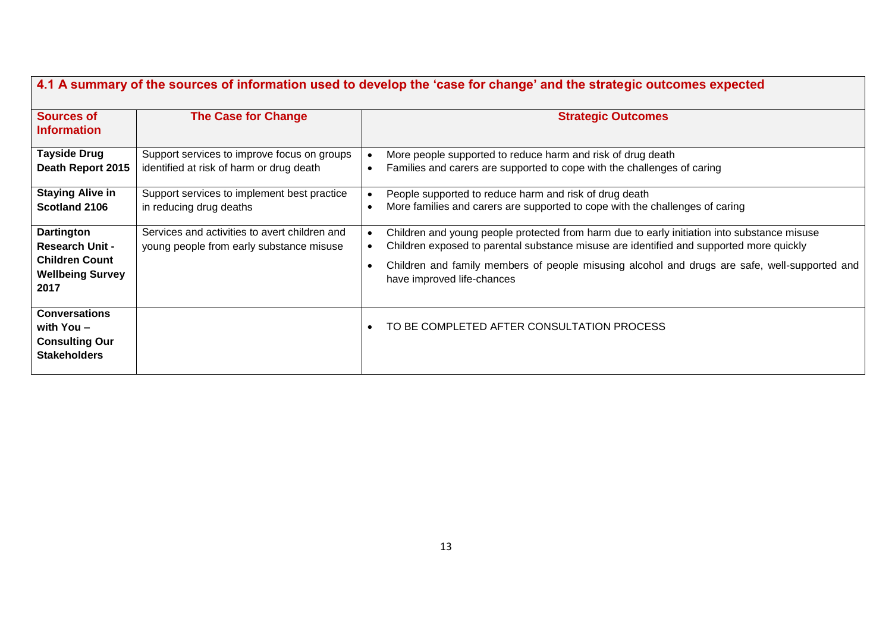## 4.1 A summary of the sources of information used to develop the 'case for change' and the strategic outcomes expected

| Sources of Information | The Case for Change | Strategic Outcomes |
|---|---|---|
| **Tayside Drug Death Report 2015** | Support services to improve focus on groups identified at risk of harm or drug death | • More people supported to reduce harm and risk of drug death<br>• Families and carers are supported to cope with the challenges of caring |
| **Staying Alive in Scotland 2106** | Support services to implement best practice in reducing drug deaths | • People supported to reduce harm and risk of drug death<br>• More families and carers are supported to cope with the challenges of caring |
| **Dartington Research Unit - Children Count Wellbeing Survey 2017** | Services and activities to avert children and young people from early substance misuse | • Children and young people protected from harm due to early initiation into substance misuse<br>• Children exposed to parental substance misuse are identified and supported more quickly<br>• Children and family members of people misusing alcohol and drugs are safe, well-supported and have improved life-chances |
| **Conversations with You – Consulting Our Stakeholders** | | • TO BE COMPLETED AFTER CONSULTATION PROCESS |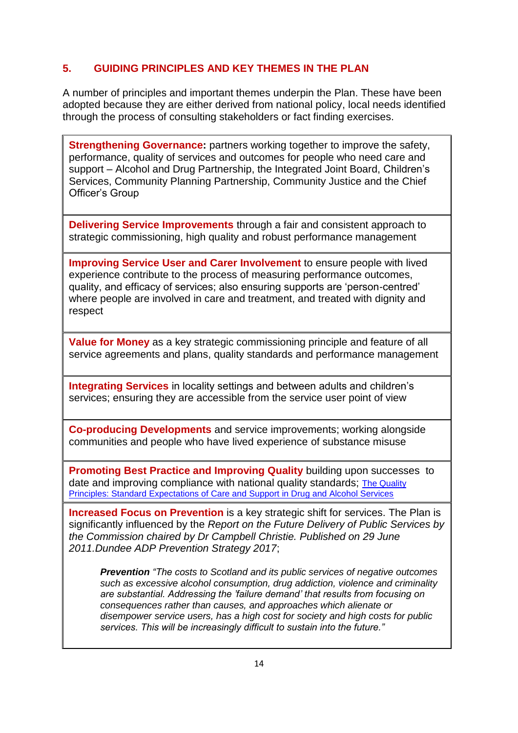## 5. GUIDING PRINCIPLES AND KEY THEMES IN THE PLAN

A number of principles and important themes underpin the Plan. These have been adopted because they are either derived from national policy, local needs identified through the process of consulting stakeholders or fact finding exercises.

**Strengthening Governance:** partners working together to improve the safety, performance, quality of services and outcomes for people who need care and support – Alcohol and Drug Partnership, the Integrated Joint Board, Children's Services, Community Planning Partnership, Community Justice and the Chief Officer's Group

**Delivering Service Improvements** through a fair and consistent approach to strategic commissioning, high quality and robust performance management

**Improving Service User and Carer Involvement** to ensure people with lived experience contribute to the process of measuring performance outcomes, quality, and efficacy of services; also ensuring supports are 'person-centred' where people are involved in care and treatment, and treated with dignity and respect

**Value for Money** as a key strategic commissioning principle and feature of all service agreements and plans, quality standards and performance management

**Integrating Services** in locality settings and between adults and children's services; ensuring they are accessible from the service user point of view

**Co-producing Developments** and service improvements; working alongside communities and people who have lived experience of substance misuse

**Promoting Best Practice and Improving Quality** building upon successes to date and improving compliance with national quality standards; The Quality Principles: Standard Expectations of Care and Support in Drug and Alcohol Services

**Increased Focus on Prevention** is a key strategic shift for services. The Plan is significantly influenced by the *Report on the Future Delivery of Public Services by the Commission chaired by Dr Campbell Christie. Published on 29 June 2011.Dundee ADP Prevention Strategy 2017*;

> ***Prevention*** *"The costs to Scotland and its public services of negative outcomes such as excessive alcohol consumption, drug addiction, violence and criminality are substantial. Addressing the 'failure demand' that results from focusing on consequences rather than causes, and approaches which alienate or disempower service users, has a high cost for society and high costs for public services. This will be increasingly difficult to sustain into the future."*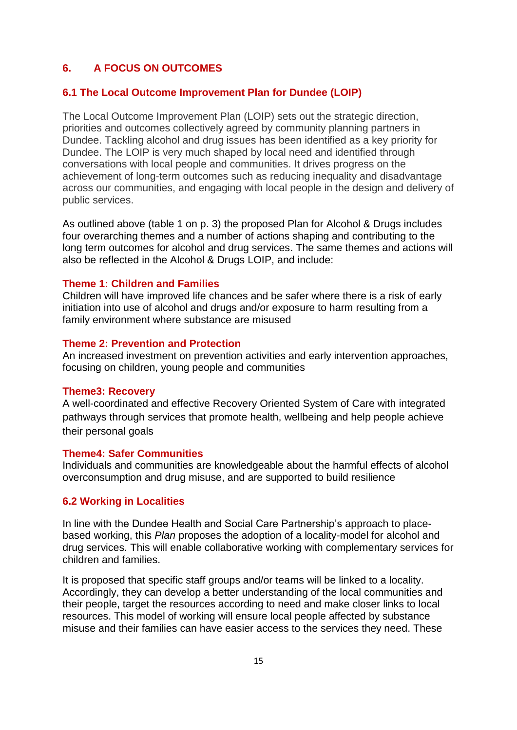## 6. A FOCUS ON OUTCOMES

### 6.1 The Local Outcome Improvement Plan for Dundee (LOIP)

The Local Outcome Improvement Plan (LOIP) sets out the strategic direction, priorities and outcomes collectively agreed by community planning partners in Dundee. Tackling alcohol and drug issues has been identified as a key priority for Dundee. The LOIP is very much shaped by local need and identified through conversations with local people and communities. It drives progress on the achievement of long-term outcomes such as reducing inequality and disadvantage across our communities, and engaging with local people in the design and delivery of public services.

As outlined above (table 1 on p. 3) the proposed Plan for Alcohol & Drugs includes four overarching themes and a number of actions shaping and contributing to the long term outcomes for alcohol and drug services. The same themes and actions will also be reflected in the Alcohol & Drugs LOIP, and include:

**Theme 1: Children and Families**
Children will have improved life chances and be safer where there is a risk of early initiation into use of alcohol and drugs and/or exposure to harm resulting from a family environment where substance are misused

**Theme 2: Prevention and Protection**
An increased investment on prevention activities and early intervention approaches, focusing on children, young people and communities

**Theme3: Recovery**
A well-coordinated and effective Recovery Oriented System of Care with integrated pathways through services that promote health, wellbeing and help people achieve their personal goals

**Theme4: Safer Communities**
Individuals and communities are knowledgeable about the harmful effects of alcohol overconsumption and drug misuse, and are supported to build resilience

### 6.2 Working in Localities

In line with the Dundee Health and Social Care Partnership's approach to place-based working, this *Plan* proposes the adoption of a locality-model for alcohol and drug services. This will enable collaborative working with complementary services for children and families.

It is proposed that specific staff groups and/or teams will be linked to a locality. Accordingly, they can develop a better understanding of the local communities and their people, target the resources according to need and make closer links to local resources. This model of working will ensure local people affected by substance misuse and their families can have easier access to the services they need. These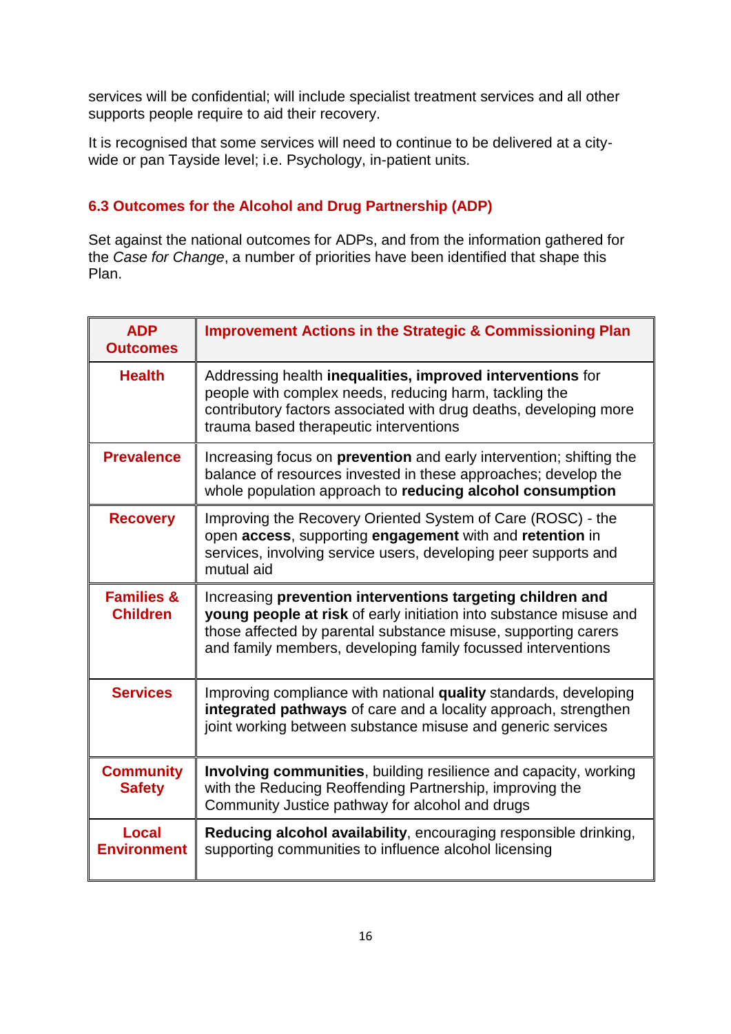services will be confidential; will include specialist treatment services and all other supports people require to aid their recovery.

It is recognised that some services will need to continue to be delivered at a city-wide or pan Tayside level; i.e. Psychology, in-patient units.

### 6.3 Outcomes for the Alcohol and Drug Partnership (ADP)

Set against the national outcomes for ADPs, and from the information gathered for the *Case for Change*, a number of priorities have been identified that shape this Plan.

| ADP Outcomes | Improvement Actions in the Strategic & Commissioning Plan |
|---|---|
| **Health** | Addressing health **inequalities, improved interventions** for people with complex needs, reducing harm, tackling the contributory factors associated with drug deaths, developing more trauma based therapeutic interventions |
| **Prevalence** | Increasing focus on **prevention** and early intervention; shifting the balance of resources invested in these approaches; develop the whole population approach to **reducing alcohol consumption** |
| **Recovery** | Improving the Recovery Oriented System of Care (ROSC) - the open **access**, supporting **engagement** with and **retention** in services, involving service users, developing peer supports and mutual aid |
| **Families & Children** | Increasing **prevention interventions targeting children and young people at risk** of early initiation into substance misuse and those affected by parental substance misuse, supporting carers and family members, developing family focussed interventions |
| **Services** | Improving compliance with national **quality** standards, developing **integrated pathways** of care and a locality approach, strengthen joint working between substance misuse and generic services |
| **Community Safety** | **Involving communities**, building resilience and capacity, working with the Reducing Reoffending Partnership, improving the Community Justice pathway for alcohol and drugs |
| **Local Environment** | **Reducing alcohol availability**, encouraging responsible drinking, supporting communities to influence alcohol licensing |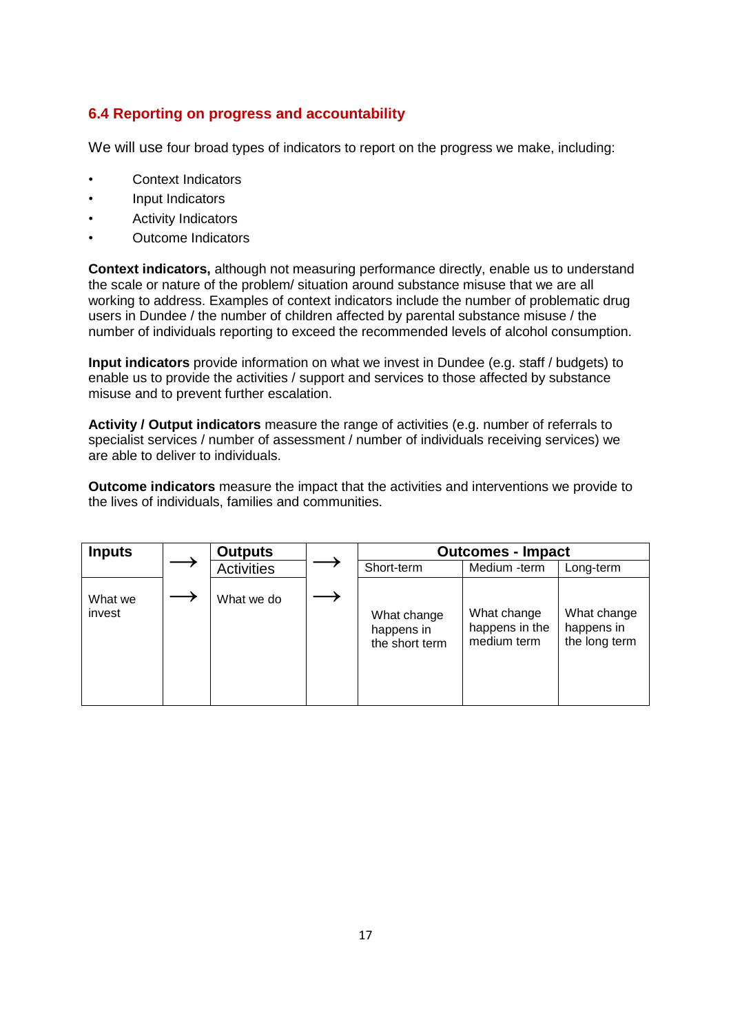## 6.4 Reporting on progress and accountability

We will use four broad types of indicators to report on the progress we make, including:

- Context Indicators
- Input Indicators
- Activity Indicators
- Outcome Indicators

**Context indicators,** although not measuring performance directly, enable us to understand the scale or nature of the problem/ situation around substance misuse that we are all working to address. Examples of context indicators include the number of problematic drug users in Dundee / the number of children affected by parental substance misuse / the number of individuals reporting to exceed the recommended levels of alcohol consumption.

**Input indicators** provide information on what we invest in Dundee (e.g. staff / budgets) to enable us to provide the activities / support and services to those affected by substance misuse and to prevent further escalation.

**Activity / Output indicators** measure the range of activities (e.g. number of referrals to specialist services / number of assessment / number of individuals receiving services) we are able to deliver to individuals.

**Outcome indicators** measure the impact that the activities and interventions we provide to the lives of individuals, families and communities.

| **Inputs** | ⟶ | **Outputs** Activities | ⟶ | **Outcomes - Impact** | | |
|---|---|---|---|---|---|---|
| | | | | Short-term | Medium -term | Long-term |
| What we invest | ⟶ | What we do | ⟶ | What change happens in the short term | What change happens in the medium term | What change happens in the long term |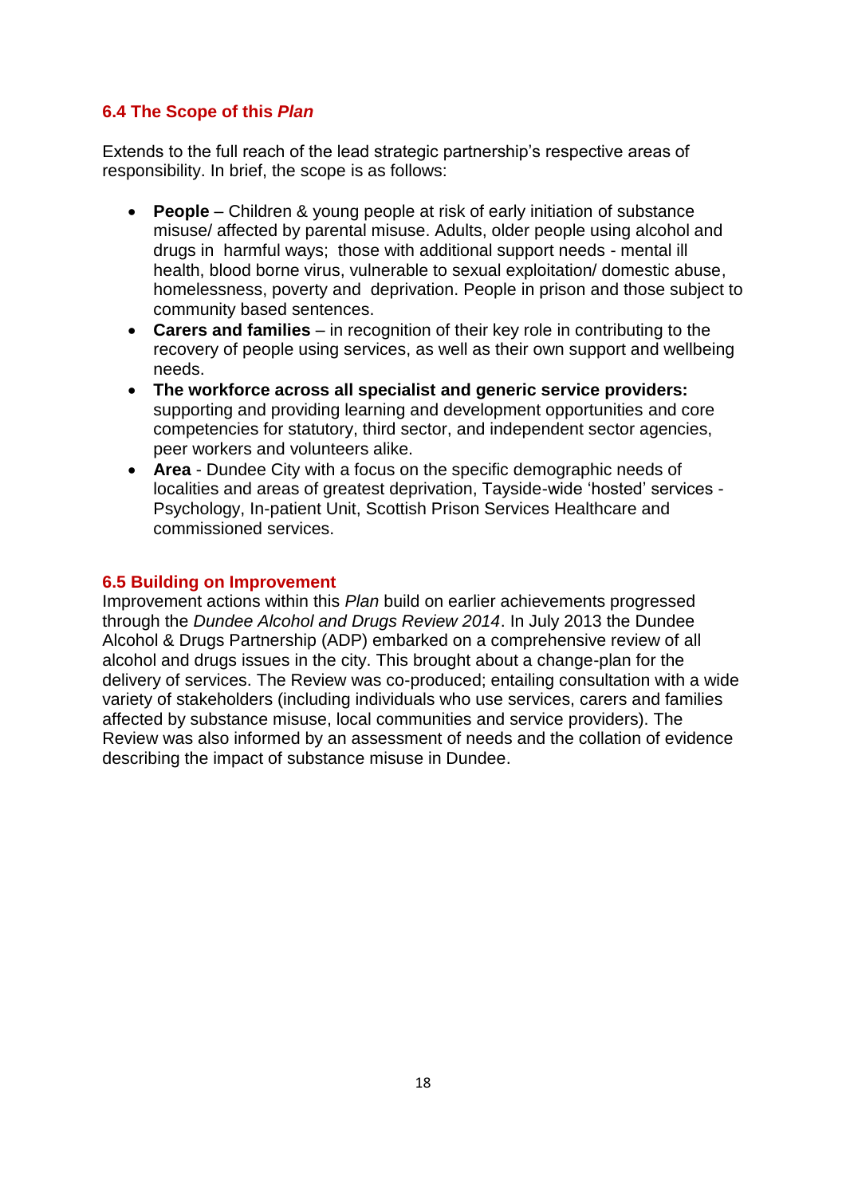### 6.4 The Scope of this *Plan*

Extends to the full reach of the lead strategic partnership's respective areas of responsibility. In brief, the scope is as follows:

- **People** – Children & young people at risk of early initiation of substance misuse/ affected by parental misuse. Adults, older people using alcohol and drugs in harmful ways; those with additional support needs - mental ill health, blood borne virus, vulnerable to sexual exploitation/ domestic abuse, homelessness, poverty and deprivation. People in prison and those subject to community based sentences.
- **Carers and families** – in recognition of their key role in contributing to the recovery of people using services, as well as their own support and wellbeing needs.
- **The workforce across all specialist and generic service providers:** supporting and providing learning and development opportunities and core competencies for statutory, third sector, and independent sector agencies, peer workers and volunteers alike.
- **Area** - Dundee City with a focus on the specific demographic needs of localities and areas of greatest deprivation, Tayside-wide 'hosted' services - Psychology, In-patient Unit, Scottish Prison Services Healthcare and commissioned services.

### 6.5 Building on Improvement

Improvement actions within this *Plan* build on earlier achievements progressed through the *Dundee Alcohol and Drugs Review 2014*. In July 2013 the Dundee Alcohol & Drugs Partnership (ADP) embarked on a comprehensive review of all alcohol and drugs issues in the city. This brought about a change-plan for the delivery of services. The Review was co-produced; entailing consultation with a wide variety of stakeholders (including individuals who use services, carers and families affected by substance misuse, local communities and service providers). The Review was also informed by an assessment of needs and the collation of evidence describing the impact of substance misuse in Dundee.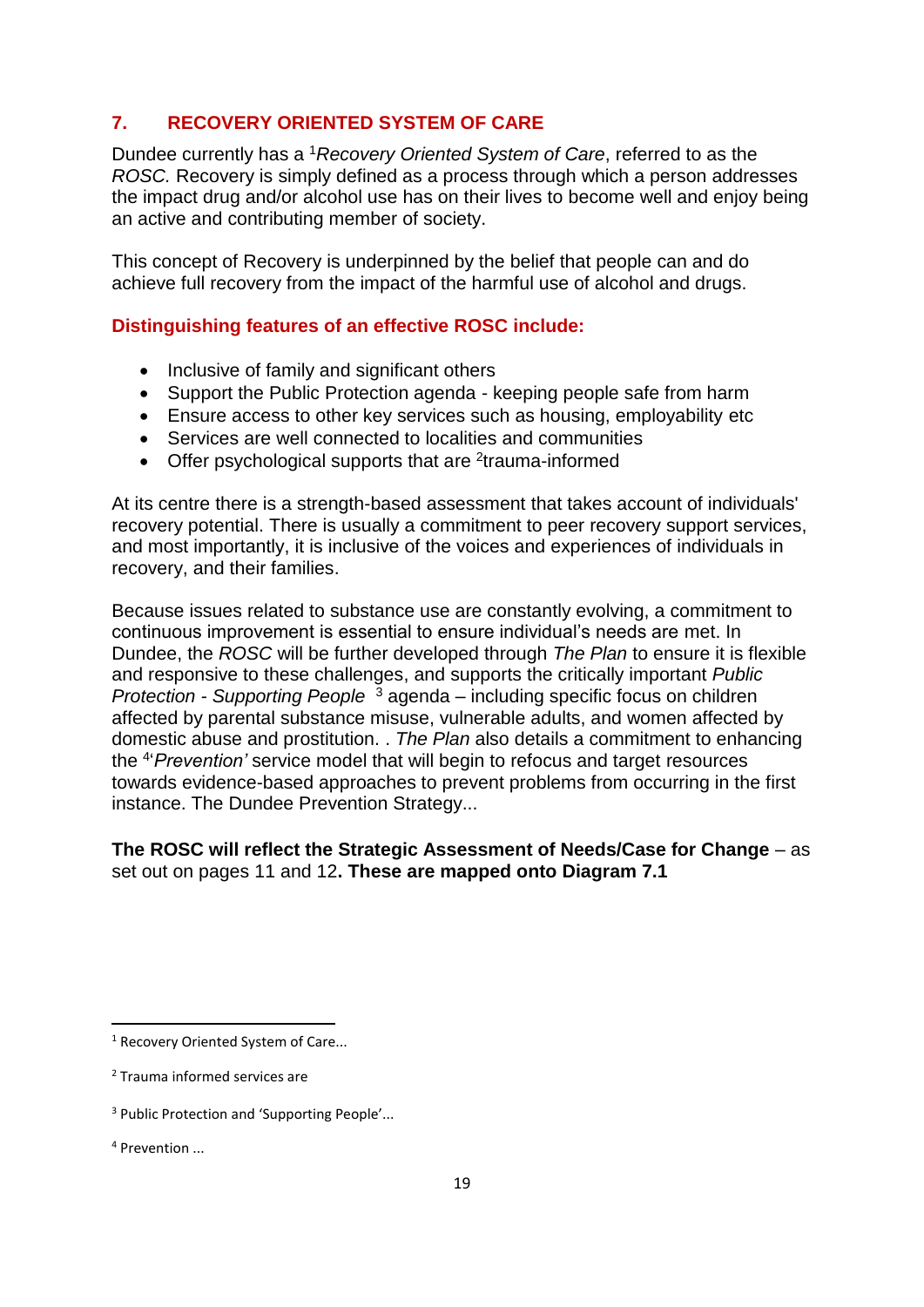## 7. RECOVERY ORIENTED SYSTEM OF CARE

Dundee currently has a [1]*Recovery Oriented System of Care*, referred to as the *ROSC.* Recovery is simply defined as a process through which a person addresses the impact drug and/or alcohol use has on their lives to become well and enjoy being an active and contributing member of society.

This concept of Recovery is underpinned by the belief that people can and do achieve full recovery from the impact of the harmful use of alcohol and drugs.

### Distinguishing features of an effective ROSC include:

- Inclusive of family and significant others
- Support the Public Protection agenda - keeping people safe from harm
- Ensure access to other key services such as housing, employability etc
- Services are well connected to localities and communities
- Offer psychological supports that are [2]trauma-informed

At its centre there is a strength-based assessment that takes account of individuals' recovery potential. There is usually a commitment to peer recovery support services, and most importantly, it is inclusive of the voices and experiences of individuals in recovery, and their families.

Because issues related to substance use are constantly evolving, a commitment to continuous improvement is essential to ensure individual's needs are met. In Dundee, the *ROSC* will be further developed through *The Plan* to ensure it is flexible and responsive to these challenges, and supports the critically important *Public Protection - Supporting People* [3] agenda – including specific focus on children affected by parental substance misuse, vulnerable adults, and women affected by domestic abuse and prostitution. . *The Plan* also details a commitment to enhancing the [4]*'Prevention'* service model that will begin to refocus and target resources towards evidence-based approaches to prevent problems from occurring in the first instance. The Dundee Prevention Strategy...

**The ROSC will reflect the Strategic Assessment of Needs/Case for Change** – as set out on pages 11 and 12**. These are mapped onto Diagram 7.1**

---

[1] Recovery Oriented System of Care...

[2] Trauma informed services are

[3] Public Protection and 'Supporting People'...

[4] Prevention ...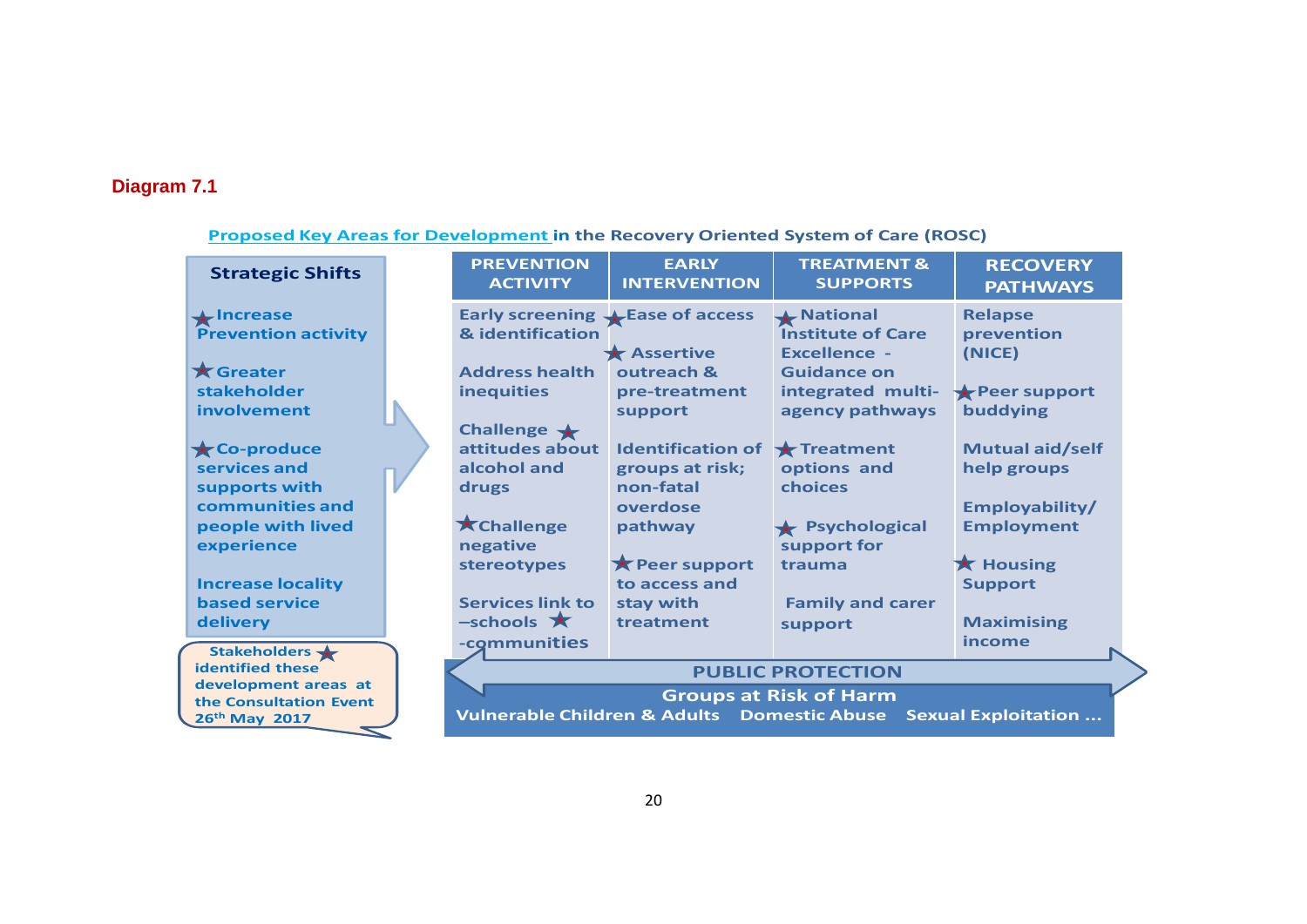**Diagram 7.1**

**Proposed Key Areas for Development in the Recovery Oriented System of Care (ROSC)**

**Strategic Shifts**

- ★ Increase Prevention activity
- ★ Greater stakeholder involvement
- ★ Co-produce services and supports with communities and people with lived experience
- Increase locality based service delivery

Stakeholders ★ identified these development areas at the Consultation Event 26th May 2017

| PREVENTION ACTIVITY | EARLY INTERVENTION | TREATMENT & SUPPORTS | RECOVERY PATHWAYS |
|---|---|---|---|
| Early screening & identification | ★ Ease of access | ★ National Institute of Care Excellence - Guidance on integrated multi-agency pathways | Relapse prevention (NICE) |
| Address health inequities | ★ Assertive outreach & pre-treatment support | ★ Treatment options and choices | ★ Peer support buddying |
| Challenge ★ attitudes about alcohol and drugs | Identification of groups at risk; non-fatal overdose pathway | ★ Psychological support for trauma | Mutual aid/self help groups |
| ★ Challenge negative stereotypes | ★ Peer support to access and stay with treatment | Family and carer support | Employability/ Employment |
| Services link to –schools ★ -communities | | | ★ Housing Support |
| | | | Maximising income |

**PUBLIC PROTECTION**

**Groups at Risk of Harm**

Vulnerable Children & Adults    Domestic Abuse    Sexual Exploitation …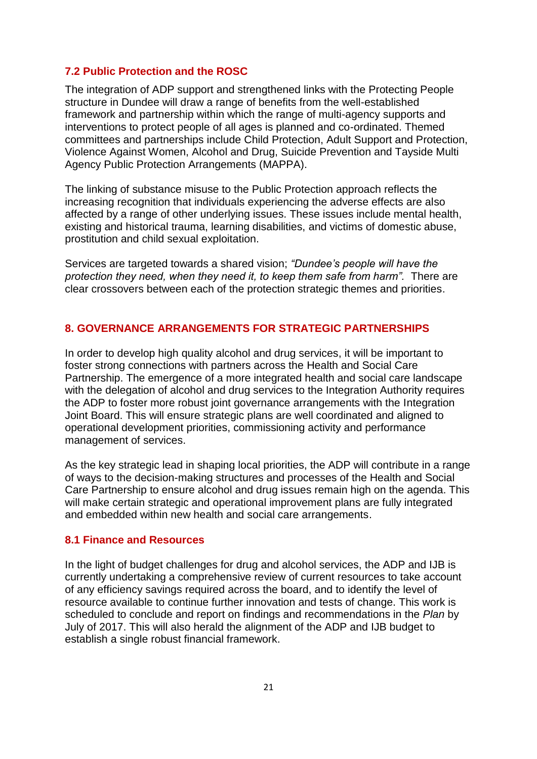### 7.2 Public Protection and the ROSC

The integration of ADP support and strengthened links with the Protecting People structure in Dundee will draw a range of benefits from the well-established framework and partnership within which the range of multi-agency supports and interventions to protect people of all ages is planned and co-ordinated. Themed committees and partnerships include Child Protection, Adult Support and Protection, Violence Against Women, Alcohol and Drug, Suicide Prevention and Tayside Multi Agency Public Protection Arrangements (MAPPA).

The linking of substance misuse to the Public Protection approach reflects the increasing recognition that individuals experiencing the adverse effects are also affected by a range of other underlying issues. These issues include mental health, existing and historical trauma, learning disabilities, and victims of domestic abuse, prostitution and child sexual exploitation.

Services are targeted towards a shared vision; *"Dundee's people will have the protection they need, when they need it, to keep them safe from harm".* There are clear crossovers between each of the protection strategic themes and priorities.

## 8. GOVERNANCE ARRANGEMENTS FOR STRATEGIC PARTNERSHIPS

In order to develop high quality alcohol and drug services, it will be important to foster strong connections with partners across the Health and Social Care Partnership. The emergence of a more integrated health and social care landscape with the delegation of alcohol and drug services to the Integration Authority requires the ADP to foster more robust joint governance arrangements with the Integration Joint Board. This will ensure strategic plans are well coordinated and aligned to operational development priorities, commissioning activity and performance management of services.

As the key strategic lead in shaping local priorities, the ADP will contribute in a range of ways to the decision-making structures and processes of the Health and Social Care Partnership to ensure alcohol and drug issues remain high on the agenda. This will make certain strategic and operational improvement plans are fully integrated and embedded within new health and social care arrangements.

### 8.1 Finance and Resources

In the light of budget challenges for drug and alcohol services, the ADP and IJB is currently undertaking a comprehensive review of current resources to take account of any efficiency savings required across the board, and to identify the level of resource available to continue further innovation and tests of change. This work is scheduled to conclude and report on findings and recommendations in the *Plan* by July of 2017. This will also herald the alignment of the ADP and IJB budget to establish a single robust financial framework.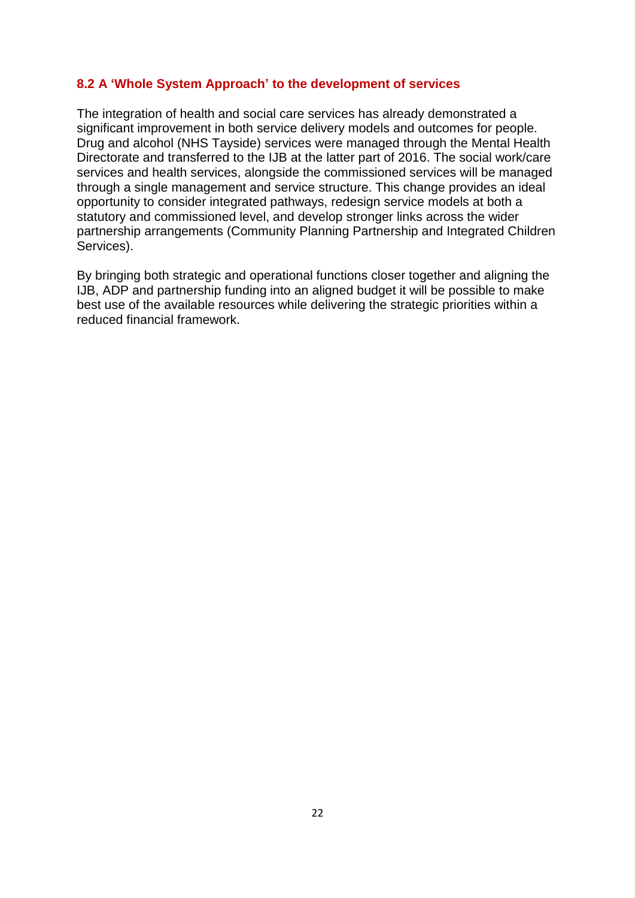### 8.2 A 'Whole System Approach' to the development of services

The integration of health and social care services has already demonstrated a significant improvement in both service delivery models and outcomes for people. Drug and alcohol (NHS Tayside) services were managed through the Mental Health Directorate and transferred to the IJB at the latter part of 2016. The social work/care services and health services, alongside the commissioned services will be managed through a single management and service structure. This change provides an ideal opportunity to consider integrated pathways, redesign service models at both a statutory and commissioned level, and develop stronger links across the wider partnership arrangements (Community Planning Partnership and Integrated Children Services).

By bringing both strategic and operational functions closer together and aligning the IJB, ADP and partnership funding into an aligned budget it will be possible to make best use of the available resources while delivering the strategic priorities within a reduced financial framework.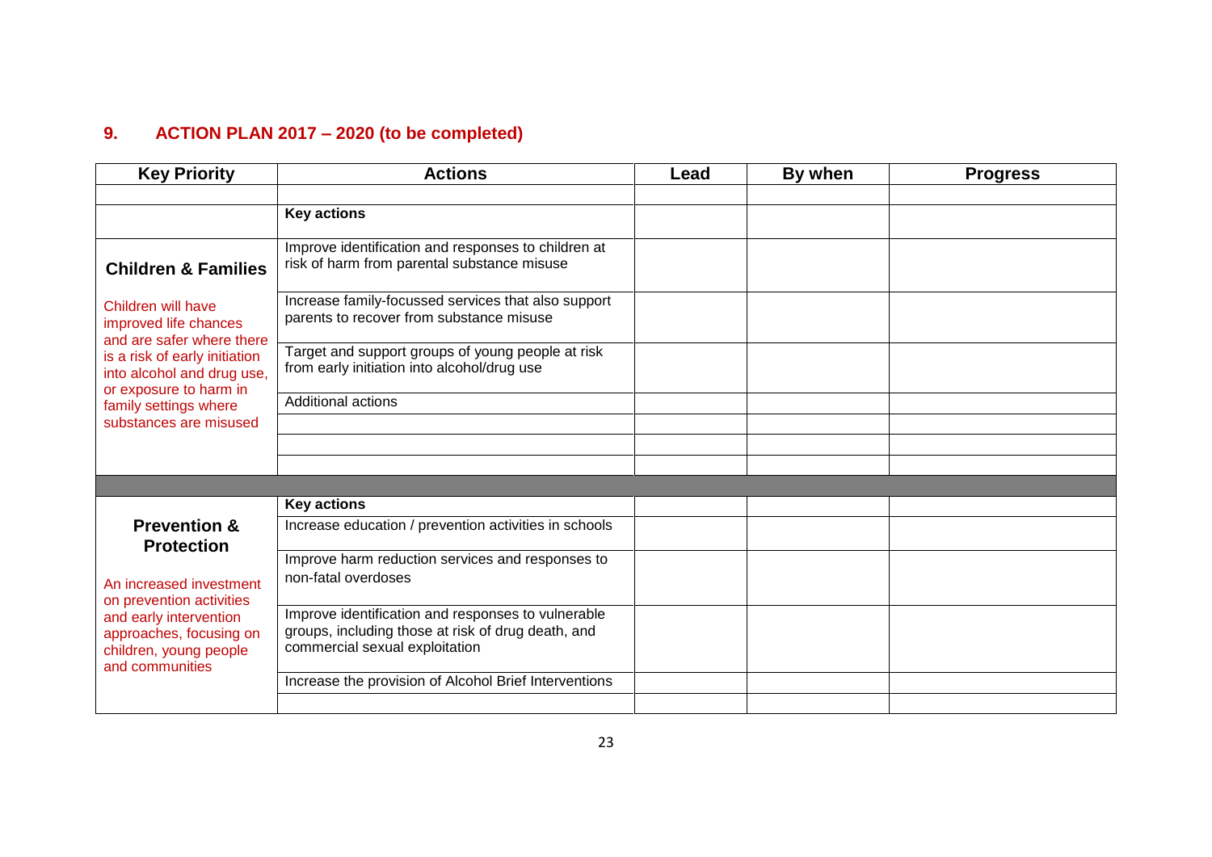## 9. ACTION PLAN 2017 – 2020 (to be completed)

| Key Priority | Actions | Lead | By when | Progress |
|---|---|---|---|---|
| | | | | |
| | **Key actions** | | | |
| **Children & Families**<br><br>Children will have improved life chances and are safer where there is a risk of early initiation into alcohol and drug use, or exposure to harm in family settings where substances are misused | Improve identification and responses to children at risk of harm from parental substance misuse | | | |
| | Increase family-focussed services that also support parents to recover from substance misuse | | | |
| | Target and support groups of young people at risk from early initiation into alcohol/drug use | | | |
| | Additional actions | | | |
| | | | | |
| | | | | |
| | | | | |
| | | | | |
| **Prevention & Protection**<br><br>An increased investment on prevention activities and early intervention approaches, focusing on children, young people and communities | **Key actions** | | | |
| | Increase education / prevention activities in schools | | | |
| | Improve harm reduction services and responses to non-fatal overdoses | | | |
| | Improve identification and responses to vulnerable groups, including those at risk of drug death, and commercial sexual exploitation | | | |
| | Increase the provision of Alcohol Brief Interventions | | | |
| | | | | |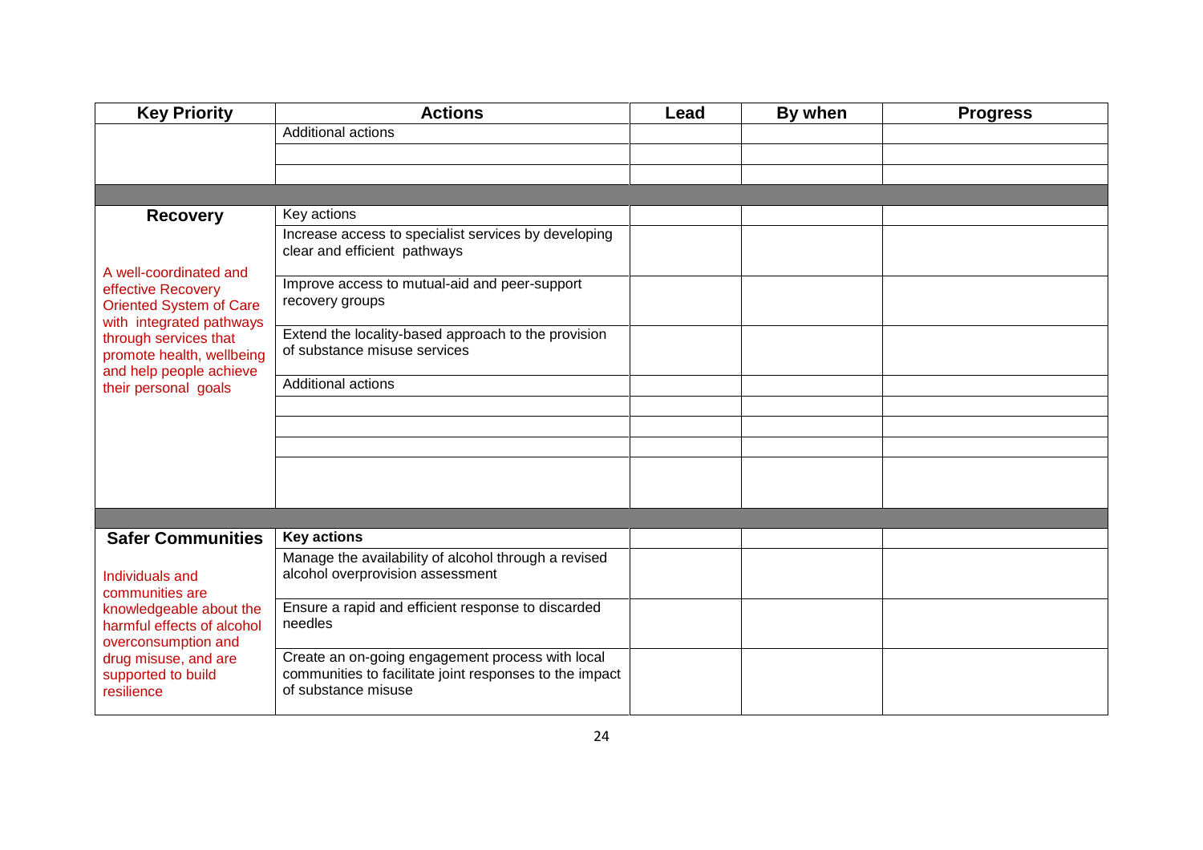| Key Priority | Actions | Lead | By when | Progress |
|---|---|---|---|---|
| | Additional actions | | | |
| | | | | |
| | | | | |
| | | | | |
| **Recovery**<br><br>A well-coordinated and effective Recovery Oriented System of Care with integrated pathways through services that promote health, wellbeing and help people achieve their personal goals | Key actions | | | |
| | Increase access to specialist services by developing clear and efficient pathways | | | |
| | Improve access to mutual-aid and peer-support recovery groups | | | |
| | Extend the locality-based approach to the provision of substance misuse services | | | |
| | Additional actions | | | |
| | | | | |
| | | | | |
| | | | | |
| | | | | |
| | | | | |
| **Safer Communities**<br><br>Individuals and communities are knowledgeable about the harmful effects of alcohol overconsumption and drug misuse, and are supported to build resilience | **Key actions** | | | |
| | Manage the availability of alcohol through a revised alcohol overprovision assessment | | | |
| | Ensure a rapid and efficient response to discarded needles | | | |
| | Create an on-going engagement process with local communities to facilitate joint responses to the impact of substance misuse | | | |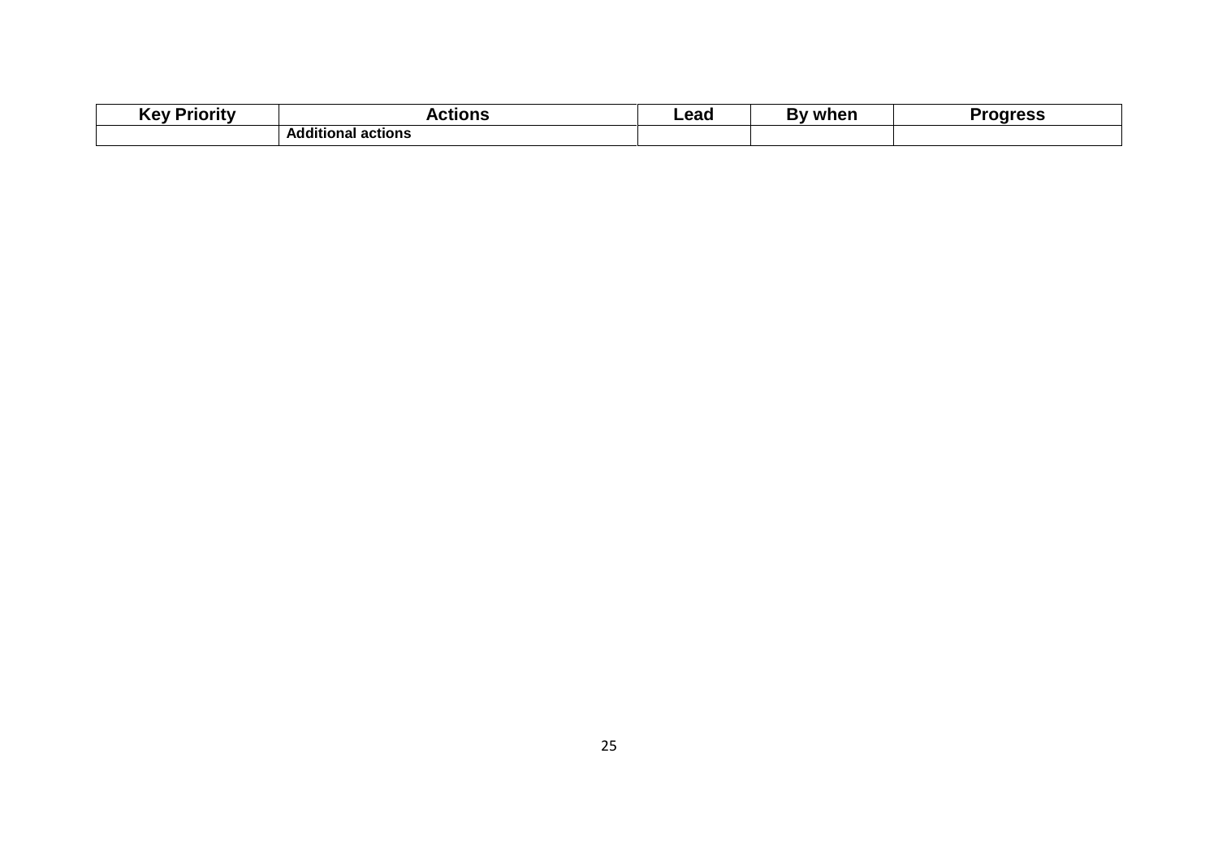| Key Priority | Actions | Lead | By when | Progress |
|---|---|---|---|---|
| | **Additional actions** | | | |